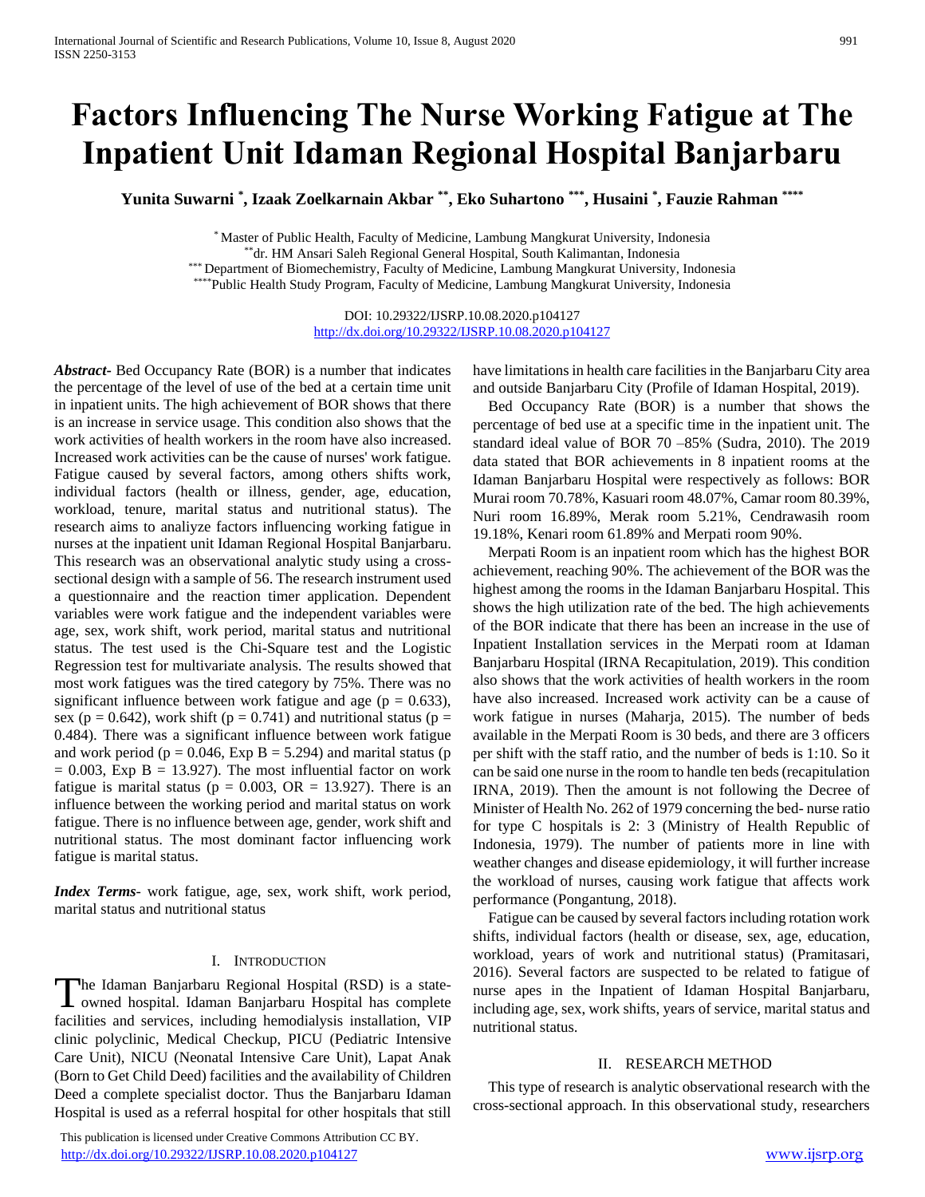# Factors Influencing The Nurse Working Fatigue at The Inpatient Unit Idaman Regional Hospital Banjarbaru

**Yunita Suwarni [*], Izaak Zoelkarnain Akbar [**], Eko Suhartono [***], Husaini [*], Fauzie Rahman [****]**

[*] Master of Public Health, Faculty of Medicine, Lambung Mangkurat University, Indonesia
[**] dr. HM Ansari Saleh Regional General Hospital, South Kalimantan, Indonesia
[***] Department of Biomechemistry, Faculty of Medicine, Lambung Mangkurat University, Indonesia
[****] Public Health Study Program, Faculty of Medicine, Lambung Mangkurat University, Indonesia

DOI: 10.29322/IJSRP.10.08.2020.p104127
http://dx.doi.org/10.29322/IJSRP.10.08.2020.p104127

***Abstract*-** Bed Occupancy Rate (BOR) is a number that indicates the percentage of the level of use of the bed at a certain time unit in inpatient units. The high achievement of BOR shows that there is an increase in service usage. This condition also shows that the work activities of health workers in the room have also increased. Increased work activities can be the cause of nurses' work fatigue. Fatigue caused by several factors, among others shifts work, individual factors (health or illness, gender, age, education, workload, tenure, marital status and nutritional status). The research aims to analiyze factors influencing working fatigue in nurses at the inpatient unit Idaman Regional Hospital Banjarbaru. This research was an observational analytic study using a cross-sectional design with a sample of 56. The research instrument used a questionnaire and the reaction timer application. Dependent variables were work fatigue and the independent variables were age, sex, work shift, work period, marital status and nutritional status. The test used is the Chi-Square test and the Logistic Regression test for multivariate analysis. The results showed that most work fatigues was the tired category by 75%. There was no significant influence between work fatigue and age ($p = 0.633$), sex ($p = 0.642$), work shift ($p = 0.741$) and nutritional status ($p = 0.484$). There was a significant influence between work fatigue and work period ($p = 0.046$, Exp B = 5.294) and marital status ($p = 0.003$, Exp B = 13.927). The most influential factor on work fatigue is marital status ($p = 0.003$, OR = 13.927). There is an influence between the working period and marital status on work fatigue. There is no influence between age, gender, work shift and nutritional status. The most dominant factor influencing work fatigue is marital status.

***Index Terms*-** work fatigue, age, sex, work shift, work period, marital status and nutritional status

## I. Introduction

The Idaman Banjarbaru Regional Hospital (RSD) is a state-owned hospital. Idaman Banjarbaru Hospital has complete facilities and services, including hemodialysis installation, VIP clinic polyclinic, Medical Checkup, PICU (Pediatric Intensive Care Unit), NICU (Neonatal Intensive Care Unit), Lapat Anak (Born to Get Child Deed) facilities and the availability of Children Deed a complete specialist doctor. Thus the Banjarbaru Idaman Hospital is used as a referral hospital for other hospitals that still have limitations in health care facilities in the Banjarbaru City area and outside Banjarbaru City (Profile of Idaman Hospital, 2019).

Bed Occupancy Rate (BOR) is a number that shows the percentage of bed use at a specific time in the inpatient unit. The standard ideal value of BOR 70 –85% (Sudra, 2010). The 2019 data stated that BOR achievements in 8 inpatient rooms at the Idaman Banjarbaru Hospital were respectively as follows: BOR Murai room 70.78%, Kasuari room 48.07%, Camar room 80.39%, Nuri room 16.89%, Merak room 5.21%, Cendrawasih room 19.18%, Kenari room 61.89% and Merpati room 90%.

Merpati Room is an inpatient room which has the highest BOR achievement, reaching 90%. The achievement of the BOR was the highest among the rooms in the Idaman Banjarbaru Hospital. This shows the high utilization rate of the bed. The high achievements of the BOR indicate that there has been an increase in the use of Inpatient Installation services in the Merpati room at Idaman Banjarbaru Hospital (IRNA Recapitulation, 2019). This condition also shows that the work activities of health workers in the room have also increased. Increased work activity can be a cause of work fatigue in nurses (Maharja, 2015). The number of beds available in the Merpati Room is 30 beds, and there are 3 officers per shift with the staff ratio, and the number of beds is 1:10. So it can be said one nurse in the room to handle ten beds (recapitulation IRNA, 2019). Then the amount is not following the Decree of Minister of Health No. 262 of 1979 concerning the bed- nurse ratio for type C hospitals is 2: 3 (Ministry of Health Republic of Indonesia, 1979). The number of patients more in line with weather changes and disease epidemiology, it will further increase the workload of nurses, causing work fatigue that affects work performance (Pongantung, 2018).

Fatigue can be caused by several factors including rotation work shifts, individual factors (health or disease, sex, age, education, workload, years of work and nutritional status) (Pramitasari, 2016). Several factors are suspected to be related to fatigue of nurse apes in the Inpatient of Idaman Hospital Banjarbaru, including age, sex, work shifts, years of service, marital status and nutritional status.

## II. Research Method

This type of research is analytic observational research with the cross-sectional approach. In this observational study, researchers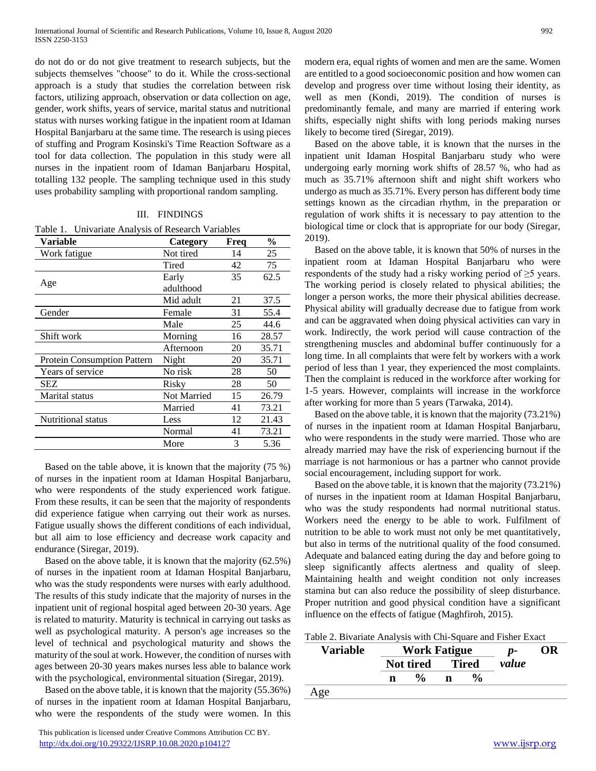do not do or do not give treatment to research subjects, but the subjects themselves "choose" to do it. While the cross-sectional approach is a study that studies the correlation between risk factors, utilizing approach, observation or data collection on age, gender, work shifts, years of service, marital status and nutritional status with nurses working fatigue in the inpatient room at Idaman Hospital Banjarbaru at the same time. The research is using pieces of stuffing and Program Kosinski's Time Reaction Software as a tool for data collection. The population in this study were all nurses in the inpatient room of Idaman Banjarbaru Hospital, totalling 132 people. The sampling technique used in this study uses probability sampling with proportional random sampling.

## III. FINDINGS

Table 1. Univariate Analysis of Research Variables

| Variable | Category | Freq | % |
|---|---|---|---|
| Work fatigue | Not tired | 14 | 25 |
| | Tired | 42 | 75 |
| Age | Early adulthood | 35 | 62.5 |
| | Mid adult | 21 | 37.5 |
| Gender | Female | 31 | 55.4 |
| | Male | 25 | 44.6 |
| Shift work | Morning | 16 | 28.57 |
| | Afternoon | 20 | 35.71 |
| Protein Consumption Pattern | Night | 20 | 35.71 |
| Years of service | No risk | 28 | 50 |
| SEZ | Risky | 28 | 50 |
| Marital status | Not Married | 15 | 26.79 |
| | Married | 41 | 73.21 |
| Nutritional status | Less | 12 | 21.43 |
| | Normal | 41 | 73.21 |
| | More | 3 | 5.36 |

Based on the table above, it is known that the majority (75 %) of nurses in the inpatient room at Idaman Hospital Banjarbaru, who were respondents of the study experienced work fatigue. From these results, it can be seen that the majority of respondents did experience fatigue when carrying out their work as nurses. Fatigue usually shows the different conditions of each individual, but all aim to lose efficiency and decrease work capacity and endurance (Siregar, 2019).

Based on the above table, it is known that the majority (62.5%) of nurses in the inpatient room at Idaman Hospital Banjarbaru, who was the study respondents were nurses with early adulthood. The results of this study indicate that the majority of nurses in the inpatient unit of regional hospital aged between 20-30 years. Age is related to maturity. Maturity is technical in carrying out tasks as well as psychological maturity. A person's age increases so the level of technical and psychological maturity and shows the maturity of the soul at work. However, the condition of nurses with ages between 20-30 years makes nurses less able to balance work with the psychological, environmental situation (Siregar, 2019).

Based on the above table, it is known that the majority (55.36%) of nurses in the inpatient room at Idaman Hospital Banjarbaru, who were the respondents of the study were women. In this modern era, equal rights of women and men are the same. Women are entitled to a good socioeconomic position and how women can develop and progress over time without losing their identity, as well as men (Kondi, 2019). The condition of nurses is predominantly female, and many are married if entering work shifts, especially night shifts with long periods making nurses likely to become tired (Siregar, 2019).

Based on the above table, it is known that the nurses in the inpatient unit Idaman Hospital Banjarbaru study who were undergoing early morning work shifts of 28.57 %, who had as much as 35.71% afternoon shift and night shift workers who undergo as much as 35.71%. Every person has different body time settings known as the circadian rhythm, in the preparation or regulation of work shifts it is necessary to pay attention to the biological time or clock that is appropriate for our body (Siregar, 2019).

Based on the above table, it is known that 50% of nurses in the inpatient room at Idaman Hospital Banjarbaru who were respondents of the study had a risky working period of ≥5 years. The working period is closely related to physical abilities; the longer a person works, the more their physical abilities decrease. Physical ability will gradually decrease due to fatigue from work and can be aggravated when doing physical activities can vary in work. Indirectly, the work period will cause contraction of the strengthening muscles and abdominal buffer continuously for a long time. In all complaints that were felt by workers with a work period of less than 1 year, they experienced the most complaints. Then the complaint is reduced in the workforce after working for 1-5 years. However, complaints will increase in the workforce after working for more than 5 years (Tarwaka, 2014).

Based on the above table, it is known that the majority (73.21%) of nurses in the inpatient room at Idaman Hospital Banjarbaru, who were respondents in the study were married. Those who are already married may have the risk of experiencing burnout if the marriage is not harmonious or has a partner who cannot provide social encouragement, including support for work.

Based on the above table, it is known that the majority (73.21%) of nurses in the inpatient room at Idaman Hospital Banjarbaru, who was the study respondents had normal nutritional status. Workers need the energy to be able to work. Fulfilment of nutrition to be able to work must not only be met quantitatively, but also in terms of the nutritional quality of the food consumed. Adequate and balanced eating during the day and before going to sleep significantly affects alertness and quality of sleep. Maintaining health and weight condition not only increases stamina but can also reduce the possibility of sleep disturbance. Proper nutrition and good physical condition have a significant influence on the effects of fatigue (Maghfiroh, 2015).

Table 2. Bivariate Analysis with Chi-Square and Fisher Exact

| Variable | Work Fatigue | | | | *p-value* | OR |
|---|---|---|---|---|---|---|
| | Not tired | | Tired | | | |
| | n | % | n | % | | |
| Age | | | | | | |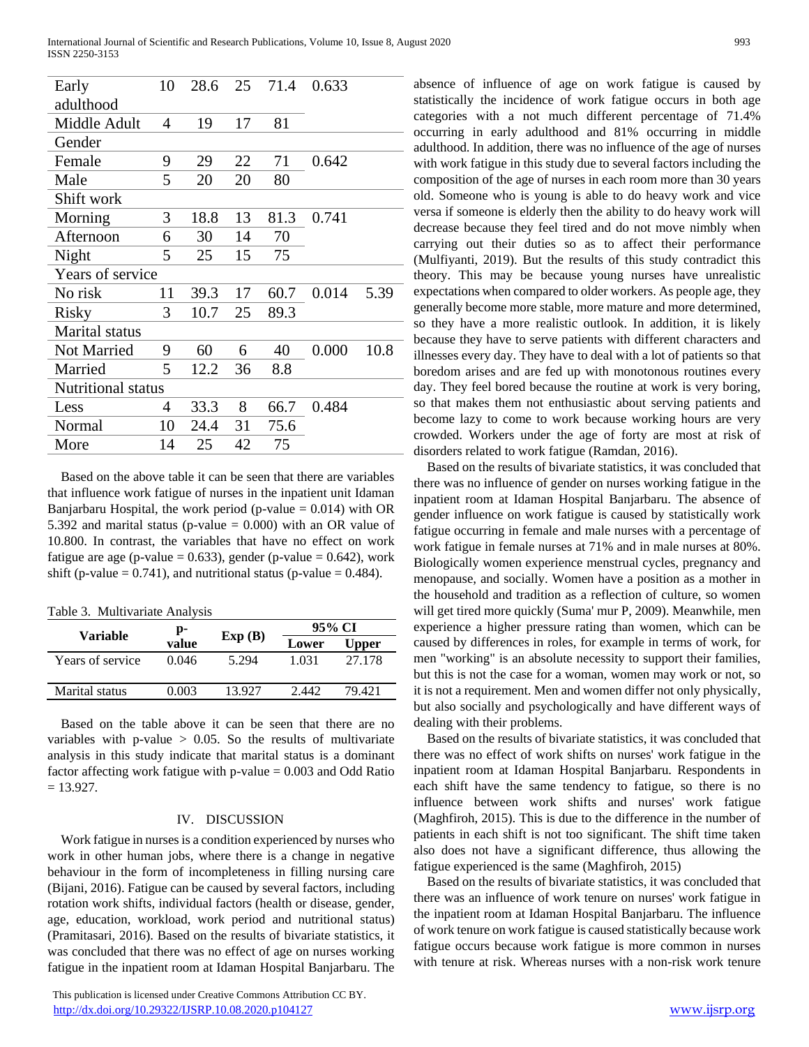| | | | | | | |
|---|---|---|---|---|---|---|
| Early adulthood | 10 | 28.6 | 25 | 71.4 | 0.633 | |
| Middle Adult | 4 | 19 | 17 | 81 | | |
| Gender | | | | | | |
| Female | 9 | 29 | 22 | 71 | 0.642 | |
| Male | 5 | 20 | 20 | 80 | | |
| Shift work | | | | | | |
| Morning | 3 | 18.8 | 13 | 81.3 | 0.741 | |
| Afternoon | 6 | 30 | 14 | 70 | | |
| Night | 5 | 25 | 15 | 75 | | |
| Years of service | | | | | | |
| No risk | 11 | 39.3 | 17 | 60.7 | 0.014 | 5.39 |
| Risky | 3 | 10.7 | 25 | 89.3 | | |
| Marital status | | | | | | |
| Not Married | 9 | 60 | 6 | 40 | 0.000 | 10.8 |
| Married | 5 | 12.2 | 36 | 8.8 | | |
| Nutritional status | | | | | | |
| Less | 4 | 33.3 | 8 | 66.7 | 0.484 | |
| Normal | 10 | 24.4 | 31 | 75.6 | | |
| More | 14 | 25 | 42 | 75 | | |

Based on the above table it can be seen that there are variables that influence work fatigue of nurses in the inpatient unit Idaman Banjarbaru Hospital, the work period (p-value = 0.014) with OR 5.392 and marital status (p-value = 0.000) with an OR value of 10.800. In contrast, the variables that have no effect on work fatigue are age (p-value = 0.633), gender (p-value = 0.642), work shift (p-value = 0.741), and nutritional status (p-value = 0.484).

Table 3. Multivariate Analysis

| Variable | p-value | Exp (B) | 95% CI | |
|---|---|---|---|---|
| | | | Lower | Upper |
| Years of service | 0.046 | 5.294 | 1.031 | 27.178 |
| Marital status | 0.003 | 13.927 | 2.442 | 79.421 |

Based on the table above it can be seen that there are no variables with p-value > 0.05. So the results of multivariate analysis in this study indicate that marital status is a dominant factor affecting work fatigue with p-value = 0.003 and Odd Ratio = 13.927.

## IV. DISCUSSION

Work fatigue in nurses is a condition experienced by nurses who work in other human jobs, where there is a change in negative behaviour in the form of incompleteness in filling nursing care (Bijani, 2016). Fatigue can be caused by several factors, including rotation work shifts, individual factors (health or disease, gender, age, education, workload, work period and nutritional status) (Pramitasari, 2016). Based on the results of bivariate statistics, it was concluded that there was no effect of age on nurses working fatigue in the inpatient room at Idaman Hospital Banjarbaru. The absence of influence of age on work fatigue is caused by statistically the incidence of work fatigue occurs in both age categories with a not much different percentage of 71.4% occurring in early adulthood and 81% occurring in middle adulthood. In addition, there was no influence of the age of nurses with work fatigue in this study due to several factors including the composition of the age of nurses in each room more than 30 years old. Someone who is young is able to do heavy work and vice versa if someone is elderly then the ability to do heavy work will decrease because they feel tired and do not move nimbly when carrying out their duties so as to affect their performance (Mulfiyanti, 2019). But the results of this study contradict this theory. This may be because young nurses have unrealistic expectations when compared to older workers. As people age, they generally become more stable, more mature and more determined, so they have a more realistic outlook. In addition, it is likely because they have to serve patients with different characters and illnesses every day. They have to deal with a lot of patients so that boredom arises and are fed up with monotonous routines every day. They feel bored because the routine at work is very boring, so that makes them not enthusiastic about serving patients and become lazy to come to work because working hours are very crowded. Workers under the age of forty are most at risk of disorders related to work fatigue (Ramdan, 2016).

Based on the results of bivariate statistics, it was concluded that there was no influence of gender on nurses working fatigue in the inpatient room at Idaman Hospital Banjarbaru. The absence of gender influence on work fatigue is caused by statistically work fatigue occurring in female and male nurses with a percentage of work fatigue in female nurses at 71% and in male nurses at 80%. Biologically women experience menstrual cycles, pregnancy and menopause, and socially. Women have a position as a mother in the household and tradition as a reflection of culture, so women will get tired more quickly (Suma' mur P, 2009). Meanwhile, men experience a higher pressure rating than women, which can be caused by differences in roles, for example in terms of work, for men "working" is an absolute necessity to support their families, but this is not the case for a woman, women may work or not, so it is not a requirement. Men and women differ not only physically, but also socially and psychologically and have different ways of dealing with their problems.

Based on the results of bivariate statistics, it was concluded that there was no effect of work shifts on nurses' work fatigue in the inpatient room at Idaman Hospital Banjarbaru. Respondents in each shift have the same tendency to fatigue, so there is no influence between work shifts and nurses' work fatigue (Maghfiroh, 2015). This is due to the difference in the number of patients in each shift is not too significant. The shift time taken also does not have a significant difference, thus allowing the fatigue experienced is the same (Maghfiroh, 2015)

Based on the results of bivariate statistics, it was concluded that there was an influence of work tenure on nurses' work fatigue in the inpatient room at Idaman Hospital Banjarbaru. The influence of work tenure on work fatigue is caused statistically because work fatigue occurs because work fatigue is more common in nurses with tenure at risk. Whereas nurses with a non-risk work tenure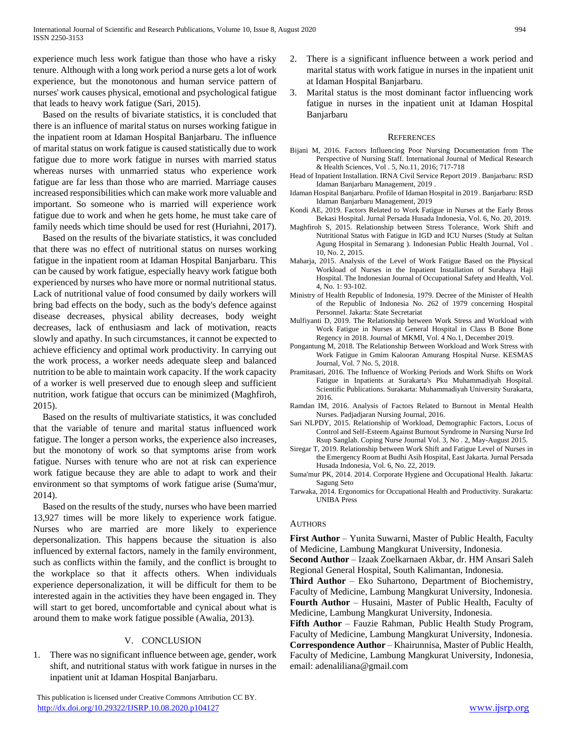experience much less work fatigue than those who have a risky tenure. Although with a long work period a nurse gets a lot of work experience, but the monotonous and human service pattern of nurses' work causes physical, emotional and psychological fatigue that leads to heavy work fatigue (Sari, 2015).

Based on the results of bivariate statistics, it is concluded that there is an influence of marital status on nurses working fatigue in the inpatient room at Idaman Hospital Banjarbaru. The influence of marital status on work fatigue is caused statistically due to work fatigue due to more work fatigue in nurses with married status whereas nurses with unmarried status who experience work fatigue are far less than those who are married. Marriage causes increased responsibilities which can make work more valuable and important. So someone who is married will experience work fatigue due to work and when he gets home, he must take care of family needs which time should be used for rest (Huriahni, 2017).

Based on the results of the bivariate statistics, it was concluded that there was no effect of nutritional status on nurses working fatigue in the inpatient room at Idaman Hospital Banjarbaru. This can be caused by work fatigue, especially heavy work fatigue both experienced by nurses who have more or normal nutritional status. Lack of nutritional value of food consumed by daily workers will bring bad effects on the body, such as the body's defence against disease decreases, physical ability decreases, body weight decreases, lack of enthusiasm and lack of motivation, reacts slowly and apathy. In such circumstances, it cannot be expected to achieve efficiency and optimal work productivity. In carrying out the work process, a worker needs adequate sleep and balanced nutrition to be able to maintain work capacity. If the work capacity of a worker is well preserved due to enough sleep and sufficient nutrition, work fatigue that occurs can be minimized (Maghfiroh, 2015).

Based on the results of multivariate statistics, it was concluded that the variable of tenure and marital status influenced work fatigue. The longer a person works, the experience also increases, but the monotony of work so that symptoms arise from work fatigue. Nurses with tenure who are not at risk can experience work fatigue because they are able to adapt to work and their environment so that symptoms of work fatigue arise (Suma'mur, 2014).

Based on the results of the study, nurses who have been married 13,927 times will be more likely to experience work fatigue. Nurses who are married are more likely to experience depersonalization. This happens because the situation is also influenced by external factors, namely in the family environment, such as conflicts within the family, and the conflict is brought to the workplace so that it affects others. When individuals experience depersonalization, it will be difficult for them to be interested again in the activities they have been engaged in. They will start to get bored, uncomfortable and cynical about what is around them to make work fatigue possible (Awalia, 2013).

## V. CONCLUSION

1. There was no significant influence between age, gender, work shift, and nutritional status with work fatigue in nurses in the inpatient unit at Idaman Hospital Banjarbaru.
2. There is a significant influence between a work period and marital status with work fatigue in nurses in the inpatient unit at Idaman Hospital Banjarbaru.
3. Marital status is the most dominant factor influencing work fatigue in nurses in the inpatient unit at Idaman Hospital Banjarbaru

## REFERENCES

Bijani M, 2016. Factors Influencing Poor Nursing Documentation from The Perspective of Nursing Staff. International Journal of Medical Research & Health Sciences, Vol . 5, No.11, 2016; 717-718

Head of Inpatient Installation. IRNA Civil Service Report 2019 . Banjarbaru: RSD Idaman Banjarbaru Management, 2019 .

Idaman Hospital Banjarbaru. Profile of Idaman Hospital in 2019 . Banjarbaru: RSD Idaman Banjarbaru Management, 2019

Kondi AE, 2019. Factors Related to Work Fatigue in Nurses at the Early Bross Bekasi Hospital. Jurnal Persada Husada Indonesia, Vol. 6, No. 20, 2019.

Maghfiroh S, 2015. Relationship between Stress Tolerance, Work Shift and Nutritional Status with Fatigue in IGD and ICU Nurses (Study at Sultan Agung Hospital in Semarang ). Indonesian Public Health Journal, Vol . 10, No. 2, 2015.

Maharja, 2015. Analysis of the Level of Work Fatigue Based on the Physical Workload of Nurses in the Inpatient Installation of Surabaya Haji Hospital. The Indonesian Journal of Occupational Safety and Health, Vol. 4, No. 1: 93-102.

Ministry of Health Republic of Indonesia, 1979. Decree of the Minister of Health of the Republic of Indonesia No. 262 of 1979 concerning Hospital Personnel. Jakarta: State Secretariat

Mulfiyanti D, 2019. The Relationship between Work Stress and Workload with Work Fatigue in Nurses at General Hospital in Class B Bone Bone Regency in 2018. Journal of MKMI, Vol. 4 No.1, December 2019.

Pongantung M, 2018. The Relationship Between Workload and Work Stress with Work Fatigue in Gmim Kalooran Amurang Hospital Nurse. KESMAS Journal, Vol. 7 No. 5, 2018.

Pramitasari, 2016. The Influence of Working Periods and Work Shifts on Work Fatigue in Inpatients at Surakarta's Pku Muhammadiyah Hospital. Scientific Publications. Surakarta: Muhammadiyah University Surakarta, 2016.

Ramdan IM, 2016. Analysis of Factors Related to Burnout in Mental Health Nurses. Padjadjaran Nursing Journal, 2016.

Sari NLPDY, 2015. Relationship of Workload, Demographic Factors, Locus of Control and Self-Esteem Against Burnout Syndrome in Nursing Nurse Ird Rsup Sanglah. Coping Nurse Journal Vol. 3, No . 2, May-August 2015.

Siregar T, 2019. Relationship between Work Shift and Fatigue Level of Nurses in the Emergency Room at Budhi Asih Hospital, East Jakarta. Jurnal Persada Husada Indonesia, Vol. 6, No. 22, 2019.

Suma'mur PK, 2014. 2014. Corporate Hygiene and Occupational Health. Jakarta: Sagung Seto

Tarwaka, 2014. Ergonomics for Occupational Health and Productivity. Surakarta: UNIBA Press

### AUTHORS

**First Author** – Yunita Suwarni, Master of Public Health, Faculty of Medicine, Lambung Mangkurat University, Indonesia.

**Second Author** – Izaak Zoelkarnaen Akbar, dr. HM Ansari Saleh Regional General Hospital, South Kalimantan, Indonesia.

**Third Author** – Eko Suhartono, Department of Biochemistry, Faculty of Medicine, Lambung Mangkurat University, Indonesia.

**Fourth Author** – Husaini, Master of Public Health, Faculty of Medicine, Lambung Mangkurat University, Indonesia.

**Fifth Author** – Fauzie Rahman, Public Health Study Program, Faculty of Medicine, Lambung Mangkurat University, Indonesia.

**Correspondence Author** – Khairunnisa, Master of Public Health, Faculty of Medicine, Lambung Mangkurat University, Indonesia, email: adenaliliana@gmail.com